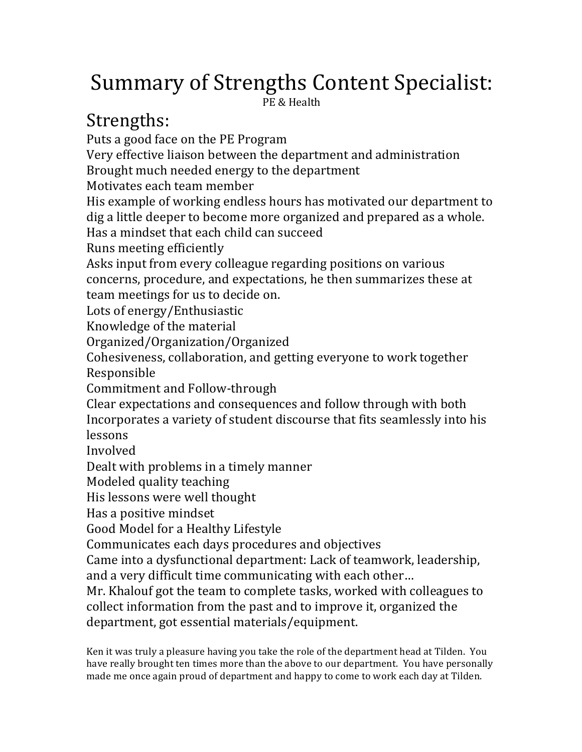# Summary of Strengths Content Specialist:

PE & Health

## Strengths:

Puts a good face on the PE Program
Very effective liaison between the department and administration
Brought much needed energy to the department
Motivates each team member
His example of working endless hours has motivated our department to dig a little deeper to become more organized and prepared as a whole.
Has a mindset that each child can succeed
Runs meeting efficiently
Asks input from every colleague regarding positions on various concerns, procedure, and expectations, he then summarizes these at team meetings for us to decide on.
Lots of energy/Enthusiastic
Knowledge of the material
Organized/Organization/Organized
Cohesiveness, collaboration, and getting everyone to work together
Responsible
Commitment and Follow-through
Clear expectations and consequences and follow through with both
Incorporates a variety of student discourse that fits seamlessly into his lessons
Involved
Dealt with problems in a timely manner
Modeled quality teaching
His lessons were well thought
Has a positive mindset
Good Model for a Healthy Lifestyle
Communicates each days procedures and objectives
Came into a dysfunctional department: Lack of teamwork, leadership, and a very difficult time communicating with each other…
Mr. Khalouf got the team to complete tasks, worked with colleagues to collect information from the past and to improve it, organized the department, got essential materials/equipment.

Ken it was truly a pleasure having you take the role of the department head at Tilden. You have really brought ten times more than the above to our department. You have personally made me once again proud of department and happy to come to work each day at Tilden.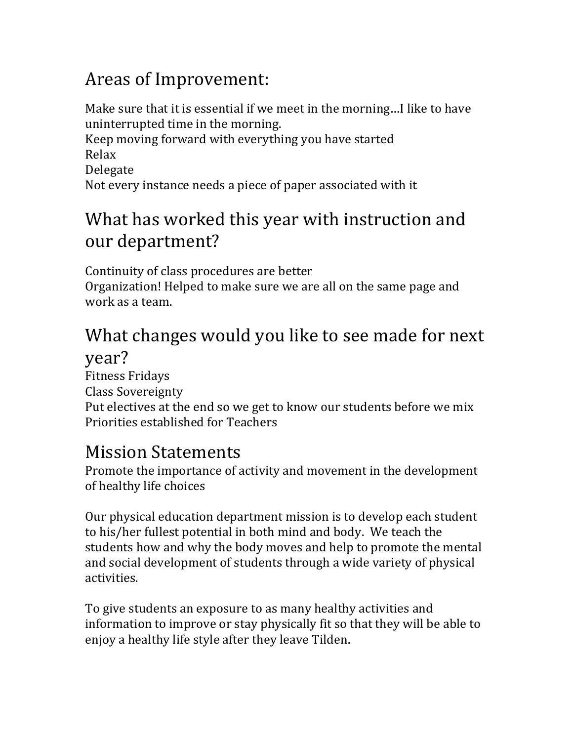## Areas of Improvement:

Make sure that it is essential if we meet in the morning…I like to have uninterrupted time in the morning.
Keep moving forward with everything you have started
Relax
Delegate
Not every instance needs a piece of paper associated with it

## What has worked this year with instruction and our department?

Continuity of class procedures are better
Organization! Helped to make sure we are all on the same page and work as a team.

## What changes would you like to see made for next year?

Fitness Fridays
Class Sovereignty
Put electives at the end so we get to know our students before we mix
Priorities established for Teachers

## Mission Statements

Promote the importance of activity and movement in the development of healthy life choices

Our physical education department mission is to develop each student to his/her fullest potential in both mind and body. We teach the students how and why the body moves and help to promote the mental and social development of students through a wide variety of physical activities.

To give students an exposure to as many healthy activities and information to improve or stay physically fit so that they will be able to enjoy a healthy life style after they leave Tilden.